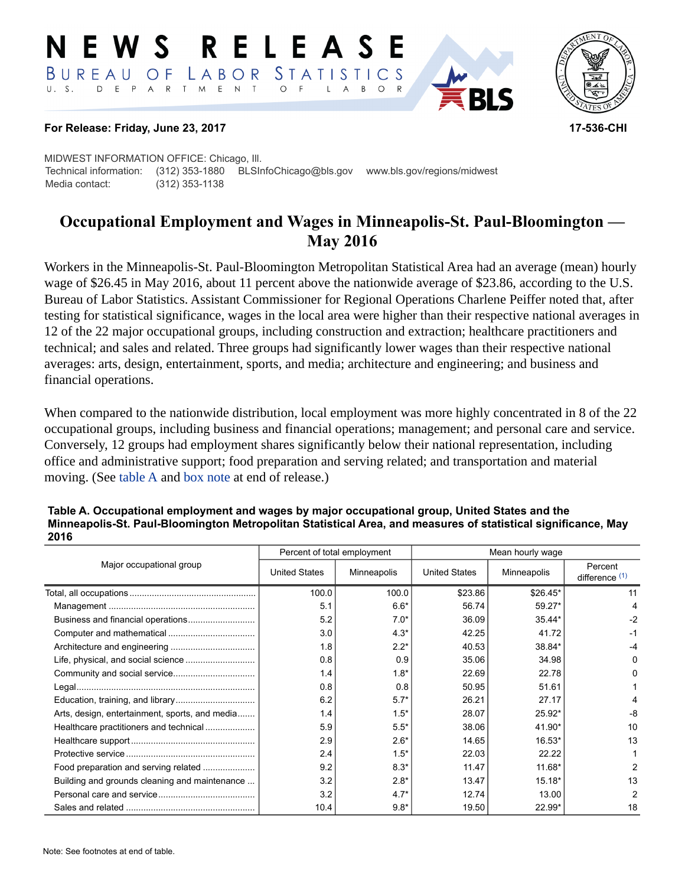# NEWS RELEASE

BUREAU OF LABOR STATISTICS

U. S. DEPARTMENT OF LABOR

**For Release: Friday, June 23, 2017** **17-536-CHI**

MIDWEST INFORMATION OFFICE: Chicago, Ill.
Technical information: (312) 353-1880 BLSInfoChicago@bls.gov www.bls.gov/regions/midwest
Media contact: (312) 353-1138

## Occupational Employment and Wages in Minneapolis-St. Paul-Bloomington — May 2016

Workers in the Minneapolis-St. Paul-Bloomington Metropolitan Statistical Area had an average (mean) hourly wage of $26.45 in May 2016, about 11 percent above the nationwide average of $23.86, according to the U.S. Bureau of Labor Statistics. Assistant Commissioner for Regional Operations Charlene Peiffer noted that, after testing for statistical significance, wages in the local area were higher than their respective national averages in 12 of the 22 major occupational groups, including construction and extraction; healthcare practitioners and technical; and sales and related. Three groups had significantly lower wages than their respective national averages: arts, design, entertainment, sports, and media; architecture and engineering; and business and financial operations.

When compared to the nationwide distribution, local employment was more highly concentrated in 8 of the 22 occupational groups, including business and financial operations; management; and personal care and service. Conversely, 12 groups had employment shares significantly below their national representation, including office and administrative support; food preparation and serving related; and transportation and material moving. (See table A and box note at end of release.)

**Table A. Occupational employment and wages by major occupational group, United States and the Minneapolis-St. Paul-Bloomington Metropolitan Statistical Area, and measures of statistical significance, May 2016**

| Major occupational group | Percent of total employment | | Mean hourly wage | | |
|---|---|---|---|---|---|
| | United States | Minneapolis | United States | Minneapolis | Percent difference (1) |
| Total, all occupations | 100.0 | 100.0 | $23.86 | $26.45* | 11 |
| Management | 5.1 | 6.6* | 56.74 | 59.27* | 4 |
| Business and financial operations | 5.2 | 7.0* | 36.09 | 35.44* | -2 |
| Computer and mathematical | 3.0 | 4.3* | 42.25 | 41.72 | -1 |
| Architecture and engineering | 1.8 | 2.2* | 40.53 | 38.84* | -4 |
| Life, physical, and social science | 0.8 | 0.9 | 35.06 | 34.98 | 0 |
| Community and social service | 1.4 | 1.8* | 22.69 | 22.78 | 0 |
| Legal | 0.8 | 0.8 | 50.95 | 51.61 | 1 |
| Education, training, and library | 6.2 | 5.7* | 26.21 | 27.17 | 4 |
| Arts, design, entertainment, sports, and media | 1.4 | 1.5* | 28.07 | 25.92* | -8 |
| Healthcare practitioners and technical | 5.9 | 5.5* | 38.06 | 41.90* | 10 |
| Healthcare support | 2.9 | 2.6* | 14.65 | 16.53* | 13 |
| Protective service | 2.4 | 1.5* | 22.03 | 22.22 | 1 |
| Food preparation and serving related | 9.2 | 8.3* | 11.47 | 11.68* | 2 |
| Building and grounds cleaning and maintenance | 3.2 | 2.8* | 13.47 | 15.18* | 13 |
| Personal care and service | 3.2 | 4.7* | 12.74 | 13.00 | 2 |
| Sales and related | 10.4 | 9.8* | 19.50 | 22.99* | 18 |

Note: See footnotes at end of table.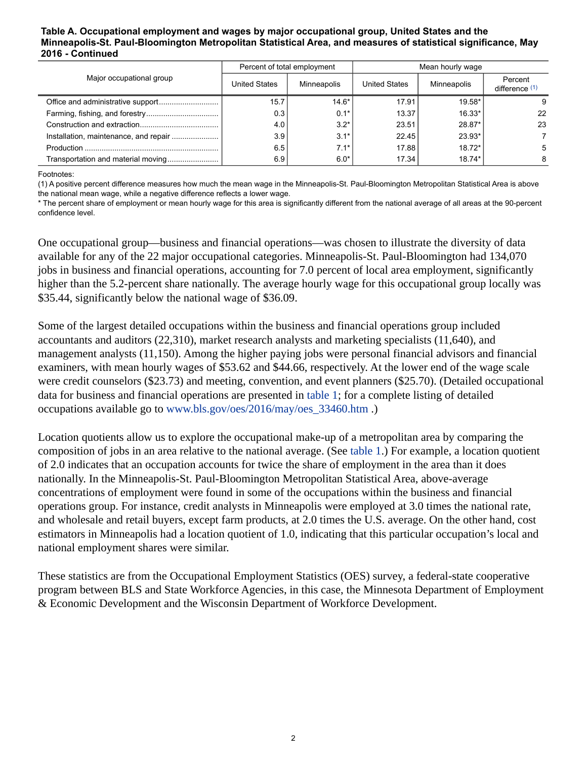**Table A. Occupational employment and wages by major occupational group, United States and the Minneapolis-St. Paul-Bloomington Metropolitan Statistical Area, and measures of statistical significance, May 2016 - Continued**

| Major occupational group | Percent of total employment | | Mean hourly wage | | |
|---|---|---|---|---|---|
| | United States | Minneapolis | United States | Minneapolis | Percent difference (1) |
| Office and administrative support | 15.7 | 14.6* | 17.91 | 19.58* | 9 |
| Farming, fishing, and forestry | 0.3 | 0.1* | 13.37 | 16.33* | 22 |
| Construction and extraction | 4.0 | 3.2* | 23.51 | 28.87* | 23 |
| Installation, maintenance, and repair | 3.9 | 3.1* | 22.45 | 23.93* | 7 |
| Production | 6.5 | 7.1* | 17.88 | 18.72* | 5 |
| Transportation and material moving | 6.9 | 6.0* | 17.34 | 18.74* | 8 |

Footnotes:
(1) A positive percent difference measures how much the mean wage in the Minneapolis-St. Paul-Bloomington Metropolitan Statistical Area is above the national mean wage, while a negative difference reflects a lower wage.
* The percent share of employment or mean hourly wage for this area is significantly different from the national average of all areas at the 90-percent confidence level.

One occupational group—business and financial operations—was chosen to illustrate the diversity of data available for any of the 22 major occupational categories. Minneapolis-St. Paul-Bloomington had 134,070 jobs in business and financial operations, accounting for 7.0 percent of local area employment, significantly higher than the 5.2-percent share nationally. The average hourly wage for this occupational group locally was $35.44, significantly below the national wage of $36.09.

Some of the largest detailed occupations within the business and financial operations group included accountants and auditors (22,310), market research analysts and marketing specialists (11,640), and management analysts (11,150). Among the higher paying jobs were personal financial advisors and financial examiners, with mean hourly wages of $53.62 and $44.66, respectively. At the lower end of the wage scale were credit counselors ($23.73) and meeting, convention, and event planners ($25.70). (Detailed occupational data for business and financial operations are presented in table 1; for a complete listing of detailed occupations available go to www.bls.gov/oes/2016/may/oes_33460.htm .)

Location quotients allow us to explore the occupational make-up of a metropolitan area by comparing the composition of jobs in an area relative to the national average. (See table 1.) For example, a location quotient of 2.0 indicates that an occupation accounts for twice the share of employment in the area than it does nationally. In the Minneapolis-St. Paul-Bloomington Metropolitan Statistical Area, above-average concentrations of employment were found in some of the occupations within the business and financial operations group. For instance, credit analysts in Minneapolis were employed at 3.0 times the national rate, and wholesale and retail buyers, except farm products, at 2.0 times the U.S. average. On the other hand, cost estimators in Minneapolis had a location quotient of 1.0, indicating that this particular occupation's local and national employment shares were similar.

These statistics are from the Occupational Employment Statistics (OES) survey, a federal-state cooperative program between BLS and State Workforce Agencies, in this case, the Minnesota Department of Employment & Economic Development and the Wisconsin Department of Workforce Development.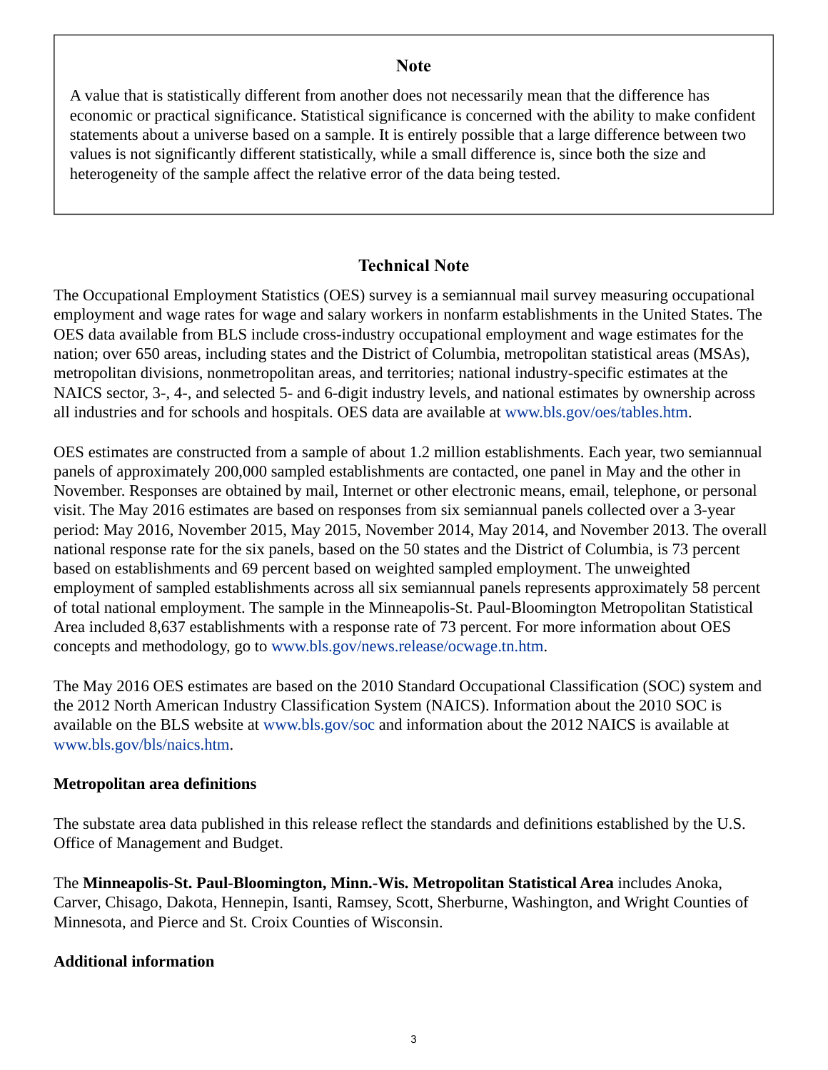## Note

A value that is statistically different from another does not necessarily mean that the difference has economic or practical significance. Statistical significance is concerned with the ability to make confident statements about a universe based on a sample. It is entirely possible that a large difference between two values is not significantly different statistically, while a small difference is, since both the size and heterogeneity of the sample affect the relative error of the data being tested.

## Technical Note

The Occupational Employment Statistics (OES) survey is a semiannual mail survey measuring occupational employment and wage rates for wage and salary workers in nonfarm establishments in the United States. The OES data available from BLS include cross-industry occupational employment and wage estimates for the nation; over 650 areas, including states and the District of Columbia, metropolitan statistical areas (MSAs), metropolitan divisions, nonmetropolitan areas, and territories; national industry-specific estimates at the NAICS sector, 3-, 4-, and selected 5- and 6-digit industry levels, and national estimates by ownership across all industries and for schools and hospitals. OES data are available at www.bls.gov/oes/tables.htm.

OES estimates are constructed from a sample of about 1.2 million establishments. Each year, two semiannual panels of approximately 200,000 sampled establishments are contacted, one panel in May and the other in November. Responses are obtained by mail, Internet or other electronic means, email, telephone, or personal visit. The May 2016 estimates are based on responses from six semiannual panels collected over a 3-year period: May 2016, November 2015, May 2015, November 2014, May 2014, and November 2013. The overall national response rate for the six panels, based on the 50 states and the District of Columbia, is 73 percent based on establishments and 69 percent based on weighted sampled employment. The unweighted employment of sampled establishments across all six semiannual panels represents approximately 58 percent of total national employment. The sample in the Minneapolis-St. Paul-Bloomington Metropolitan Statistical Area included 8,637 establishments with a response rate of 73 percent. For more information about OES concepts and methodology, go to www.bls.gov/news.release/ocwage.tn.htm.

The May 2016 OES estimates are based on the 2010 Standard Occupational Classification (SOC) system and the 2012 North American Industry Classification System (NAICS). Information about the 2010 SOC is available on the BLS website at www.bls.gov/soc and information about the 2012 NAICS is available at www.bls.gov/bls/naics.htm.

### Metropolitan area definitions

The substate area data published in this release reflect the standards and definitions established by the U.S. Office of Management and Budget.

The **Minneapolis-St. Paul-Bloomington, Minn.-Wis. Metropolitan Statistical Area** includes Anoka, Carver, Chisago, Dakota, Hennepin, Isanti, Ramsey, Scott, Sherburne, Washington, and Wright Counties of Minnesota, and Pierce and St. Croix Counties of Wisconsin.

### Additional information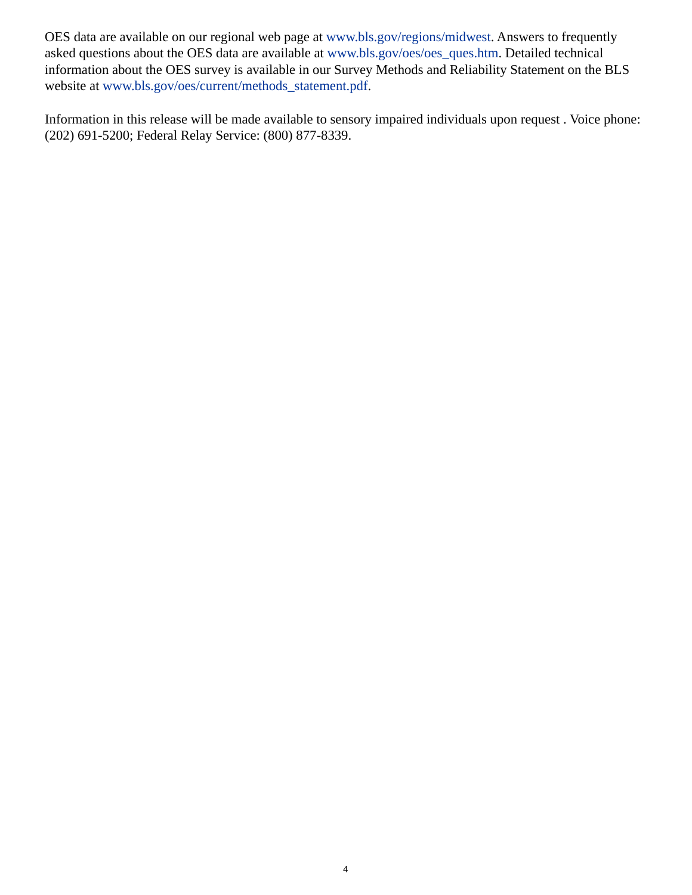OES data are available on our regional web page at www.bls.gov/regions/midwest. Answers to frequently asked questions about the OES data are available at www.bls.gov/oes/oes_ques.htm. Detailed technical information about the OES survey is available in our Survey Methods and Reliability Statement on the BLS website at www.bls.gov/oes/current/methods_statement.pdf.

Information in this release will be made available to sensory impaired individuals upon request . Voice phone: (202) 691-5200; Federal Relay Service: (800) 877-8339.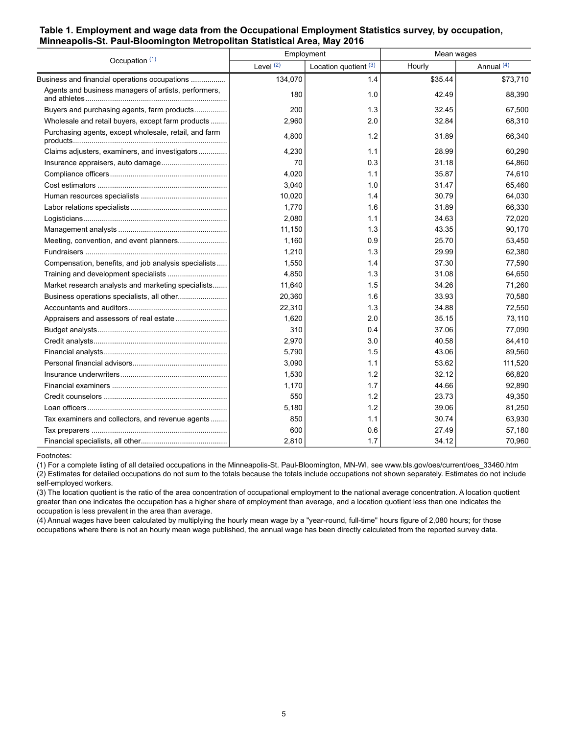**Table 1. Employment and wage data from the Occupational Employment Statistics survey, by occupation, Minneapolis-St. Paul-Bloomington Metropolitan Statistical Area, May 2016**

| Occupation [(1)](#) | Employment | | Mean wages | |
|---|---|---|---|---|
| | Level [(2)](#) | Location quotient [(3)](#) | Hourly | Annual [(4)](#) |
| Business and financial operations occupations | 134,070 | 1.4 | $35.44 | $73,710 |
| Agents and business managers of artists, performers, and athletes | 180 | 1.0 | 42.49 | 88,390 |
| Buyers and purchasing agents, farm products | 200 | 1.3 | 32.45 | 67,500 |
| Wholesale and retail buyers, except farm products | 2,960 | 2.0 | 32.84 | 68,310 |
| Purchasing agents, except wholesale, retail, and farm products | 4,800 | 1.2 | 31.89 | 66,340 |
| Claims adjusters, examiners, and investigators | 4,230 | 1.1 | 28.99 | 60,290 |
| Insurance appraisers, auto damage | 70 | 0.3 | 31.18 | 64,860 |
| Compliance officers | 4,020 | 1.1 | 35.87 | 74,610 |
| Cost estimators | 3,040 | 1.0 | 31.47 | 65,460 |
| Human resources specialists | 10,020 | 1.4 | 30.79 | 64,030 |
| Labor relations specialists | 1,770 | 1.6 | 31.89 | 66,330 |
| Logisticians | 2,080 | 1.1 | 34.63 | 72,020 |
| Management analysts | 11,150 | 1.3 | 43.35 | 90,170 |
| Meeting, convention, and event planners | 1,160 | 0.9 | 25.70 | 53,450 |
| Fundraisers | 1,210 | 1.3 | 29.99 | 62,380 |
| Compensation, benefits, and job analysis specialists | 1,550 | 1.4 | 37.30 | 77,590 |
| Training and development specialists | 4,850 | 1.3 | 31.08 | 64,650 |
| Market research analysts and marketing specialists | 11,640 | 1.5 | 34.26 | 71,260 |
| Business operations specialists, all other | 20,360 | 1.6 | 33.93 | 70,580 |
| Accountants and auditors | 22,310 | 1.3 | 34.88 | 72,550 |
| Appraisers and assessors of real estate | 1,620 | 2.0 | 35.15 | 73,110 |
| Budget analysts | 310 | 0.4 | 37.06 | 77,090 |
| Credit analysts | 2,970 | 3.0 | 40.58 | 84,410 |
| Financial analysts | 5,790 | 1.5 | 43.06 | 89,560 |
| Personal financial advisors | 3,090 | 1.1 | 53.62 | 111,520 |
| Insurance underwriters | 1,530 | 1.2 | 32.12 | 66,820 |
| Financial examiners | 1,170 | 1.7 | 44.66 | 92,890 |
| Credit counselors | 550 | 1.2 | 23.73 | 49,350 |
| Loan officers | 5,180 | 1.2 | 39.06 | 81,250 |
| Tax examiners and collectors, and revenue agents | 850 | 1.1 | 30.74 | 63,930 |
| Tax preparers | 600 | 0.6 | 27.49 | 57,180 |
| Financial specialists, all other | 2,810 | 1.7 | 34.12 | 70,960 |

Footnotes:
(1) For a complete listing of all detailed occupations in the Minneapolis-St. Paul-Bloomington, MN-WI, see www.bls.gov/oes/current/oes_33460.htm
(2) Estimates for detailed occupations do not sum to the totals because the totals include occupations not shown separately. Estimates do not include self-employed workers.
(3) The location quotient is the ratio of the area concentration of occupational employment to the national average concentration. A location quotient greater than one indicates the occupation has a higher share of employment than average, and a location quotient less than one indicates the occupation is less prevalent in the area than average.
(4) Annual wages have been calculated by multiplying the hourly mean wage by a "year-round, full-time" hours figure of 2,080 hours; for those occupations where there is not an hourly mean wage published, the annual wage has been directly calculated from the reported survey data.